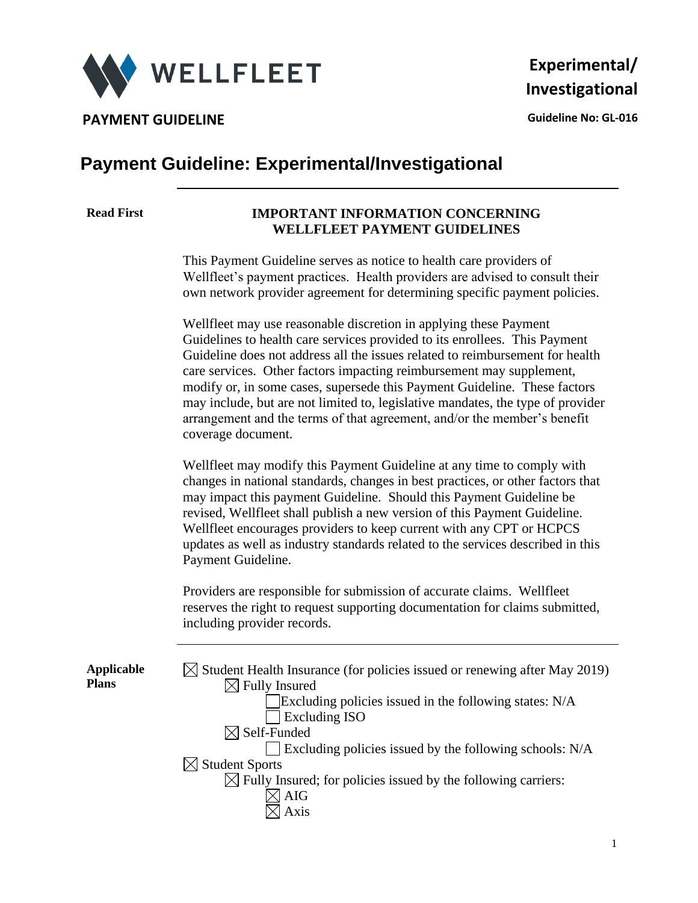**WELLFLEET**

**PAYMENT GUIDELINE**

**Experimental/ Investigational**

**Guideline No: GL-016**

# Payment Guideline: Experimental/Investigational

---

**Read First**

**IMPORTANT INFORMATION CONCERNING WELLFLEET PAYMENT GUIDELINES**

This Payment Guideline serves as notice to health care providers of Wellfleet's payment practices. Health providers are advised to consult their own network provider agreement for determining specific payment policies.

Wellfleet may use reasonable discretion in applying these Payment Guidelines to health care services provided to its enrollees. This Payment Guideline does not address all the issues related to reimbursement for health care services. Other factors impacting reimbursement may supplement, modify or, in some cases, supersede this Payment Guideline. These factors may include, but are not limited to, legislative mandates, the type of provider arrangement and the terms of that agreement, and/or the member's benefit coverage document.

Wellfleet may modify this Payment Guideline at any time to comply with changes in national standards, changes in best practices, or other factors that may impact this payment Guideline. Should this Payment Guideline be revised, Wellfleet shall publish a new version of this Payment Guideline. Wellfleet encourages providers to keep current with any CPT or HCPCS updates as well as industry standards related to the services described in this Payment Guideline.

Providers are responsible for submission of accurate claims. Wellfleet reserves the right to request supporting documentation for claims submitted, including provider records.

---

**Applicable Plans**

- ☒ Student Health Insurance (for policies issued or renewing after May 2019)
  - ☒ Fully Insured
    - ☐ Excluding policies issued in the following states: N/A
    - ☐ Excluding ISO
  - ☒ Self-Funded
    - ☐ Excluding policies issued by the following schools: N/A
- ☒ Student Sports
  - ☒ Fully Insured; for policies issued by the following carriers:
    - ☒ AIG
    - ☒ Axis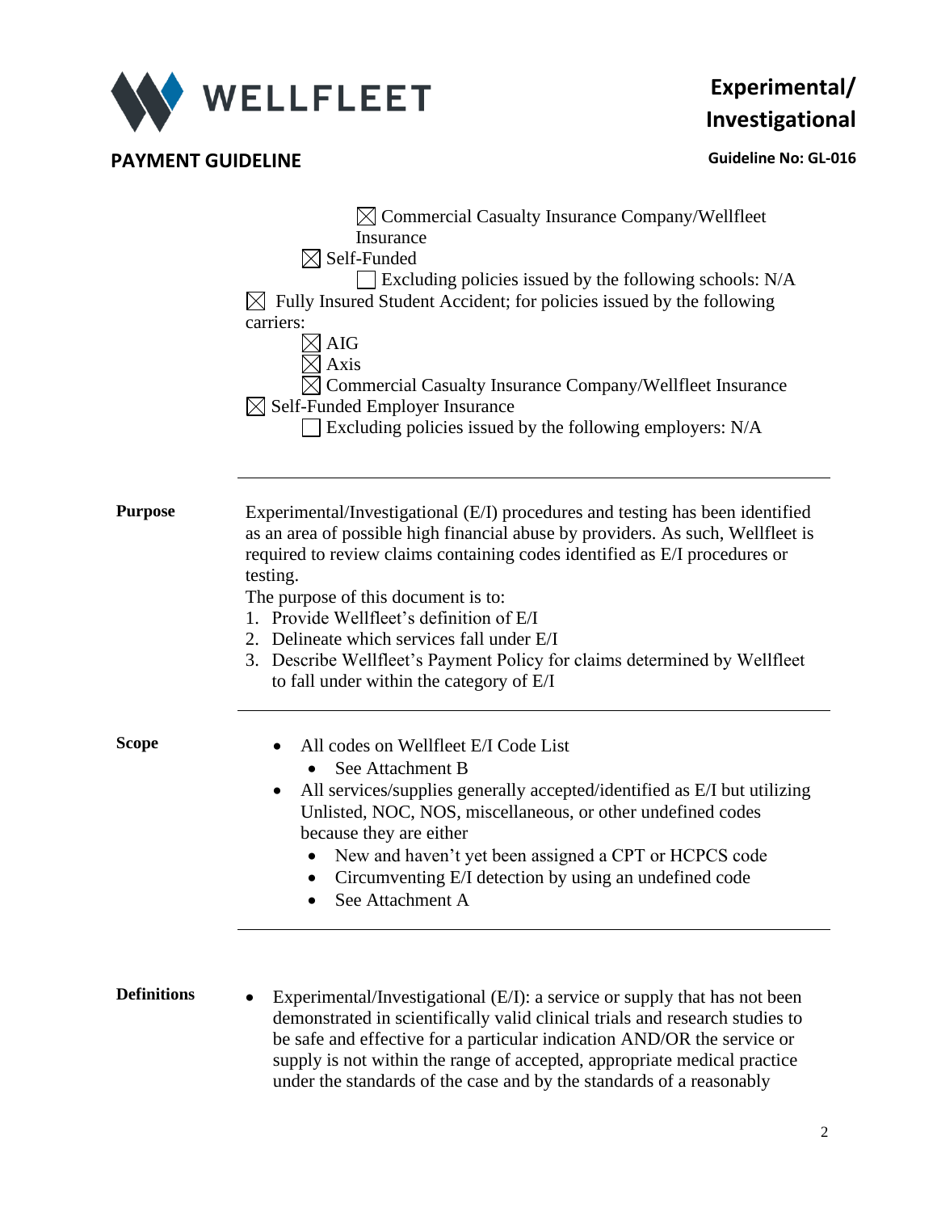- ☒ Commercial Casualty Insurance Company/Wellfleet Insurance
- ☒ Self-Funded
  - ☐ Excluding policies issued by the following schools: N/A

☒ Fully Insured Student Accident; for policies issued by the following carriers:

- ☒ AIG
- ☒ Axis
- ☒ Commercial Casualty Insurance Company/Wellfleet Insurance

☒ Self-Funded Employer Insurance

- ☐ Excluding policies issued by the following employers: N/A

---

**Purpose**

Experimental/Investigational (E/I) procedures and testing has been identified as an area of possible high financial abuse by providers. As such, Wellfleet is required to review claims containing codes identified as E/I procedures or testing.

The purpose of this document is to:

1. Provide Wellfleet's definition of E/I
2. Delineate which services fall under E/I
3. Describe Wellfleet's Payment Policy for claims determined by Wellfleet to fall under within the category of E/I

---

**Scope**

- All codes on Wellfleet E/I Code List
  - See Attachment B
- All services/supplies generally accepted/identified as E/I but utilizing Unlisted, NOC, NOS, miscellaneous, or other undefined codes because they are either
  - New and haven't yet been assigned a CPT or HCPCS code
  - Circumventing E/I detection by using an undefined code
  - See Attachment A

---

**Definitions**

- Experimental/Investigational (E/I): a service or supply that has not been demonstrated in scientifically valid clinical trials and research studies to be safe and effective for a particular indication AND/OR the service or supply is not within the range of accepted, appropriate medical practice under the standards of the case and by the standards of a reasonably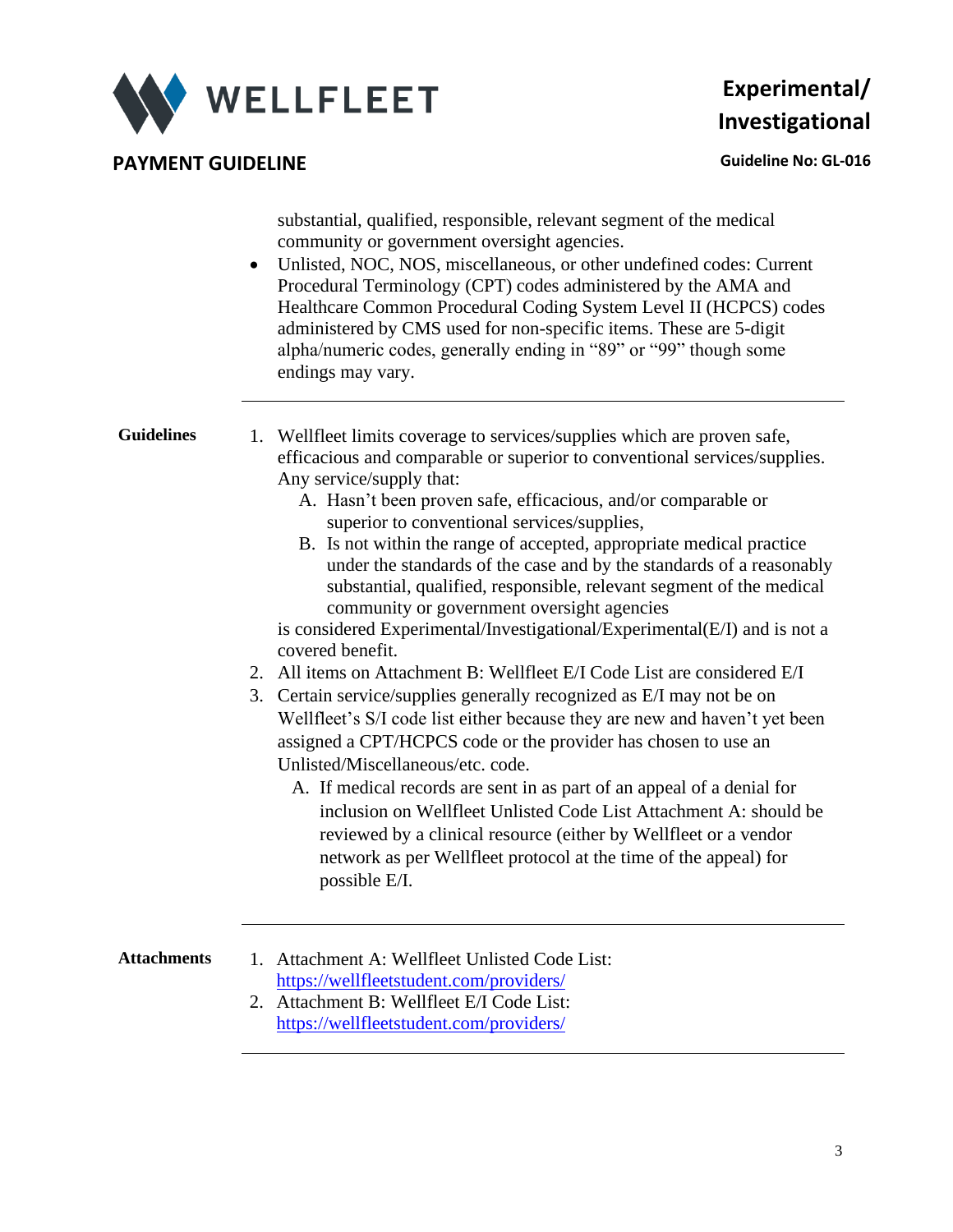substantial, qualified, responsible, relevant segment of the medical community or government oversight agencies.

- Unlisted, NOC, NOS, miscellaneous, or other undefined codes: Current Procedural Terminology (CPT) codes administered by the AMA and Healthcare Common Procedural Coding System Level II (HCPCS) codes administered by CMS used for non-specific items. These are 5-digit alpha/numeric codes, generally ending in "89" or "99" though some endings may vary.

---

**Guidelines**

1. Wellfleet limits coverage to services/supplies which are proven safe, efficacious and comparable or superior to conventional services/supplies. Any service/supply that:
   A. Hasn't been proven safe, efficacious, and/or comparable or superior to conventional services/supplies,
   B. Is not within the range of accepted, appropriate medical practice under the standards of the case and by the standards of a reasonably substantial, qualified, responsible, relevant segment of the medical community or government oversight agencies

   is considered Experimental/Investigational/Experimental(E/I) and is not a covered benefit.
2. All items on Attachment B: Wellfleet E/I Code List are considered E/I
3. Certain service/supplies generally recognized as E/I may not be on Wellfleet's S/I code list either because they are new and haven't yet been assigned a CPT/HCPCS code or the provider has chosen to use an Unlisted/Miscellaneous/etc. code.
   A. If medical records are sent in as part of an appeal of a denial for inclusion on Wellfleet Unlisted Code List Attachment A: should be reviewed by a clinical resource (either by Wellfleet or a vendor network as per Wellfleet protocol at the time of the appeal) for possible E/I.

---

**Attachments**

1. Attachment A: Wellfleet Unlisted Code List: https://wellfleetstudent.com/providers/
2. Attachment B: Wellfleet E/I Code List: https://wellfleetstudent.com/providers/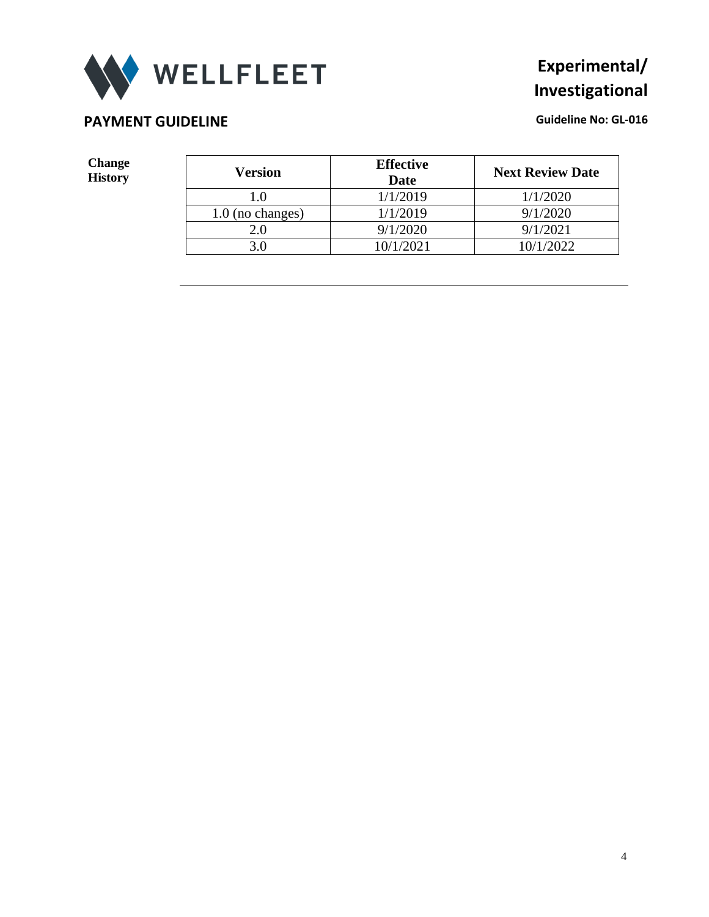**Change History**

| Version | Effective Date | Next Review Date |
|---|---|---|
| 1.0 | 1/1/2019 | 1/1/2020 |
| 1.0 (no changes) | 1/1/2019 | 9/1/2020 |
| 2.0 | 9/1/2020 | 9/1/2021 |
| 3.0 | 10/1/2021 | 10/1/2022 |

---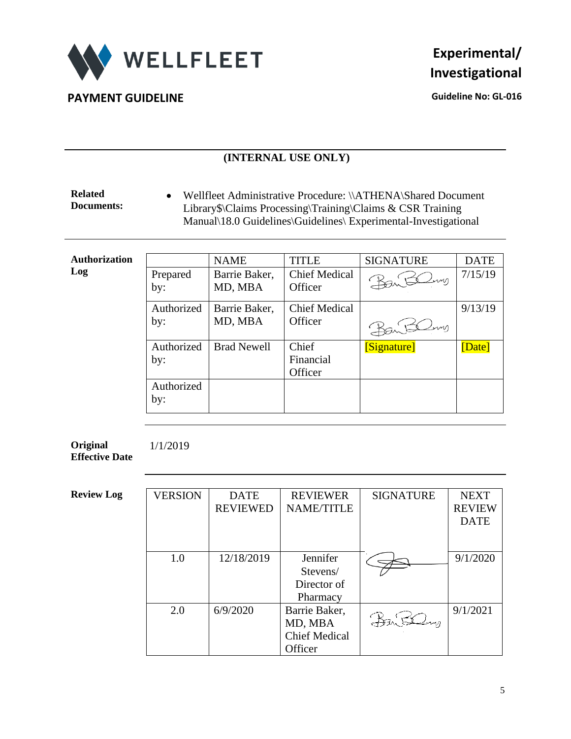# Experimental/ Investigational

**PAYMENT GUIDELINE**

**Guideline No: GL-016**

**(INTERNAL USE ONLY)**

**Related Documents:**

- Wellfleet Administrative Procedure: \\ATHENA\Shared Document Library$\Claims Processing\Training\Claims & CSR Training Manual\18.0 Guidelines\Guidelines\ Experimental-Investigational

**Authorization Log**

| | NAME | TITLE | SIGNATURE | DATE |
|---|---|---|---|---|
| Prepared by: | Barrie Baker, MD, MBA | Chief Medical Officer | [signature] | 7/15/19 |
| Authorized by: | Barrie Baker, MD, MBA | Chief Medical Officer | [signature] | 9/13/19 |
| Authorized by: | Brad Newell | Chief Financial Officer | [Signature] | [Date] |
| Authorized by: | | | | |

**Original Effective Date** 1/1/2019

**Review Log**

| VERSION | DATE REVIEWED | REVIEWER NAME/TITLE | SIGNATURE | NEXT REVIEW DATE |
|---|---|---|---|---|
| 1.0 | 12/18/2019 | Jennifer Stevens/ Director of Pharmacy | [signature] | 9/1/2020 |
| 2.0 | 6/9/2020 | Barrie Baker, MD, MBA Chief Medical Officer | [signature] | 9/1/2021 |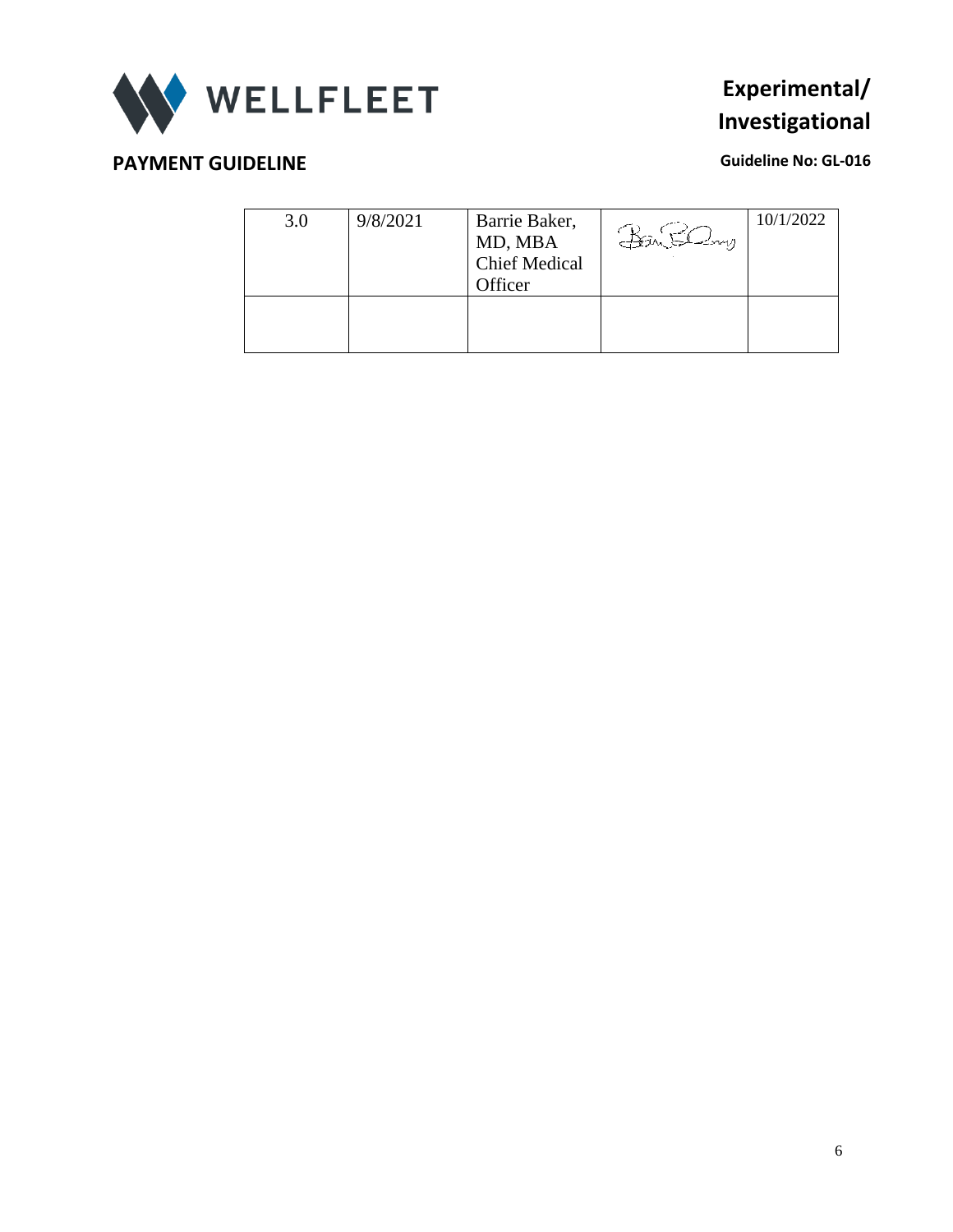| | | | | |
|---|---|---|---|---|
| 3.0 | 9/8/2021 | Barrie Baker, MD, MBA Chief Medical Officer | | 10/1/2022 |
| | | | | |